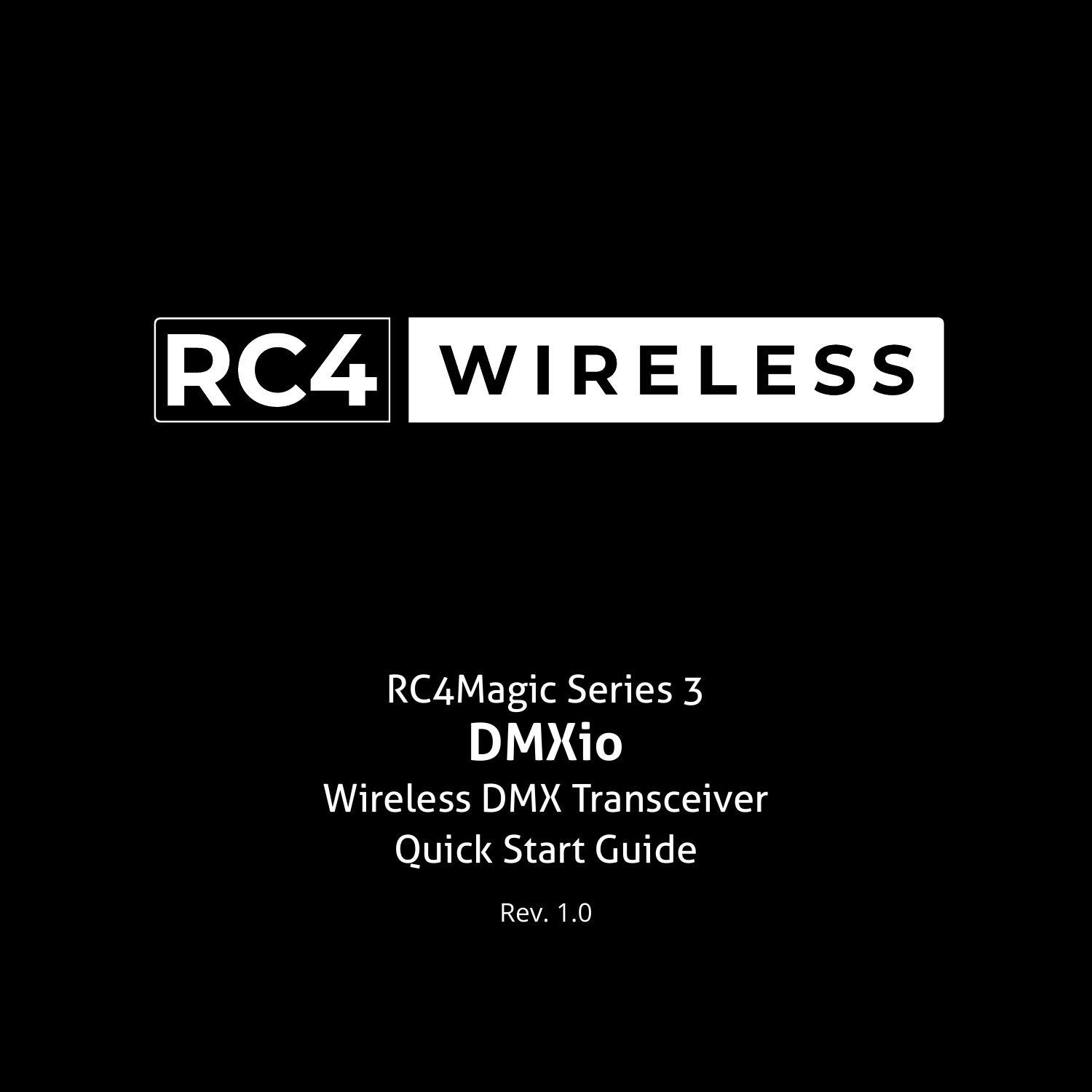# RC4 WIRELESS

RC4Magic Series 3

**DMXio**

Wireless DMX Transceiver

Quick Start Guide

Rev. 1.0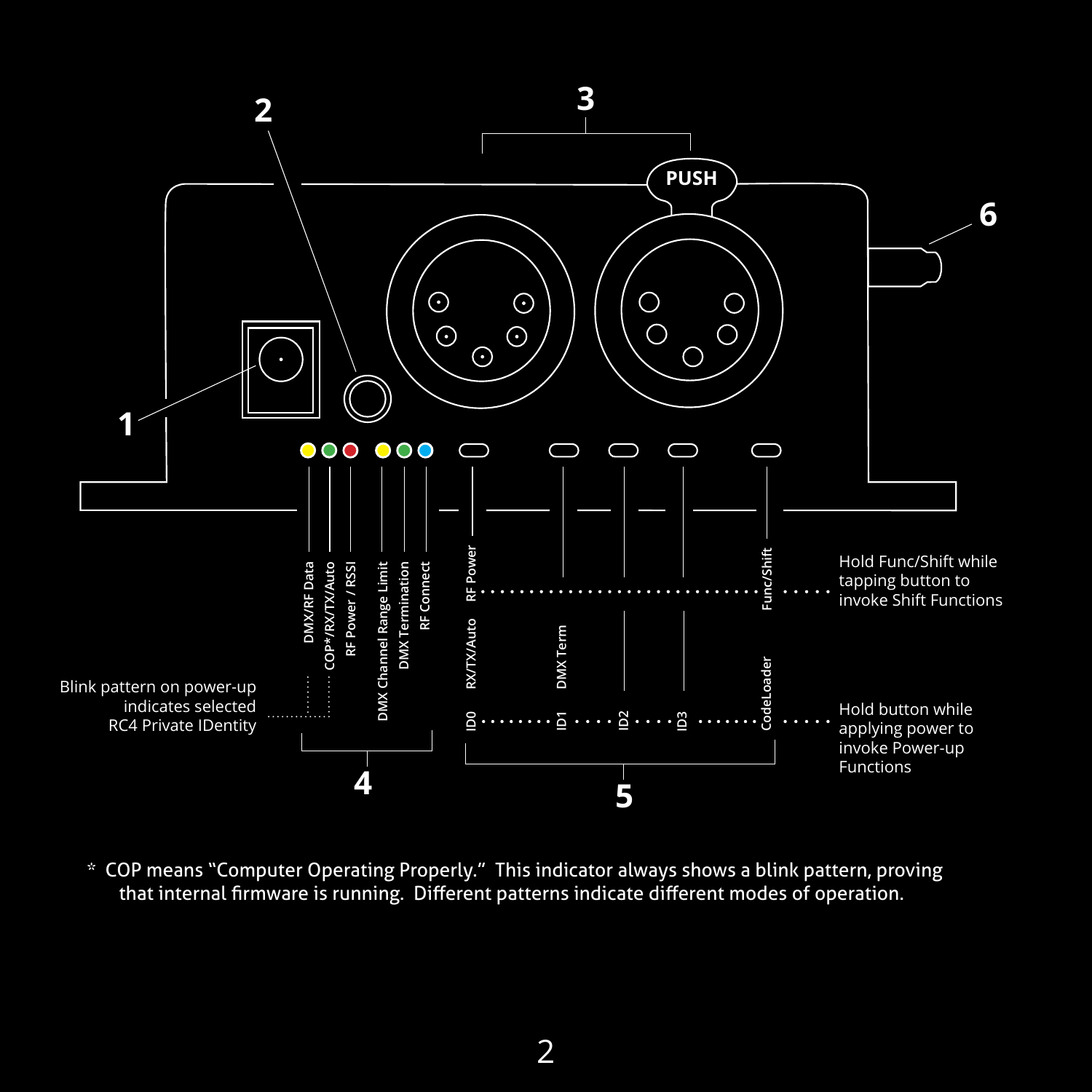PUSH

1

2

3

4

5

6

DMX/RF Data

COP*/RX/TX/Auto

RF Power / RSSI

DMX Channel Range Limit

DMX Termination

RF Connect

RF Power

RX/TX/Auto

DMX Term

Func/Shift

CodeLoader

ID0

ID1

ID2

ID3

Blink pattern on power-up indicates selected RC4 Private IDentity

Hold Func/Shift while tapping button to invoke Shift Functions

Hold button while applying power to invoke Power-up Functions

\* COP means "Computer Operating Properly." This indicator always shows a blink pattern, proving that internal firmware is running. Different patterns indicate different modes of operation.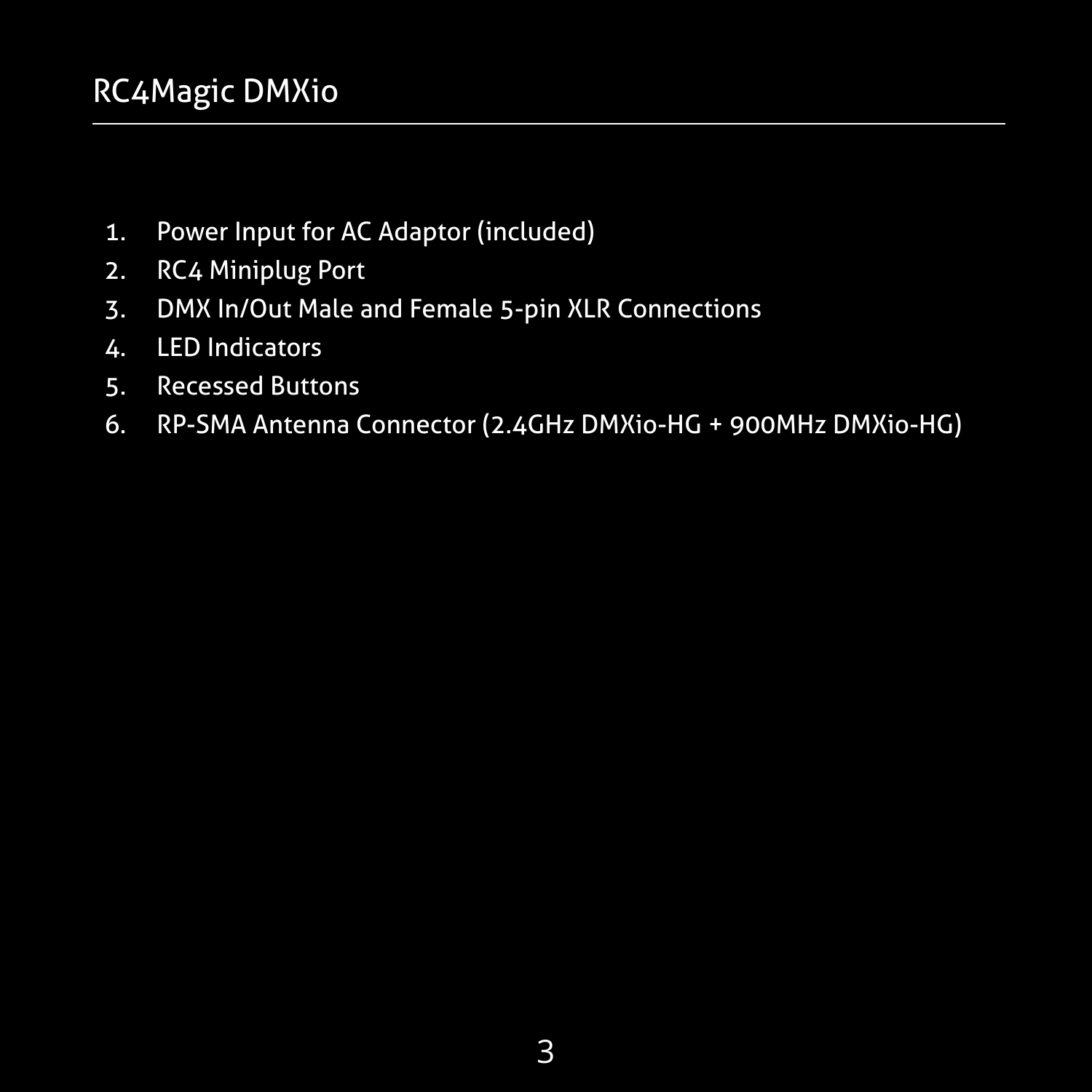1. Power Input for AC Adaptor (included)
2. RC4 Miniplug Port
3. DMX In/Out Male and Female 5-pin XLR Connections
4. LED Indicators
5. Recessed Buttons
6. RP-SMA Antenna Connector (2.4GHz DMXio-HG + 900MHz DMXio-HG)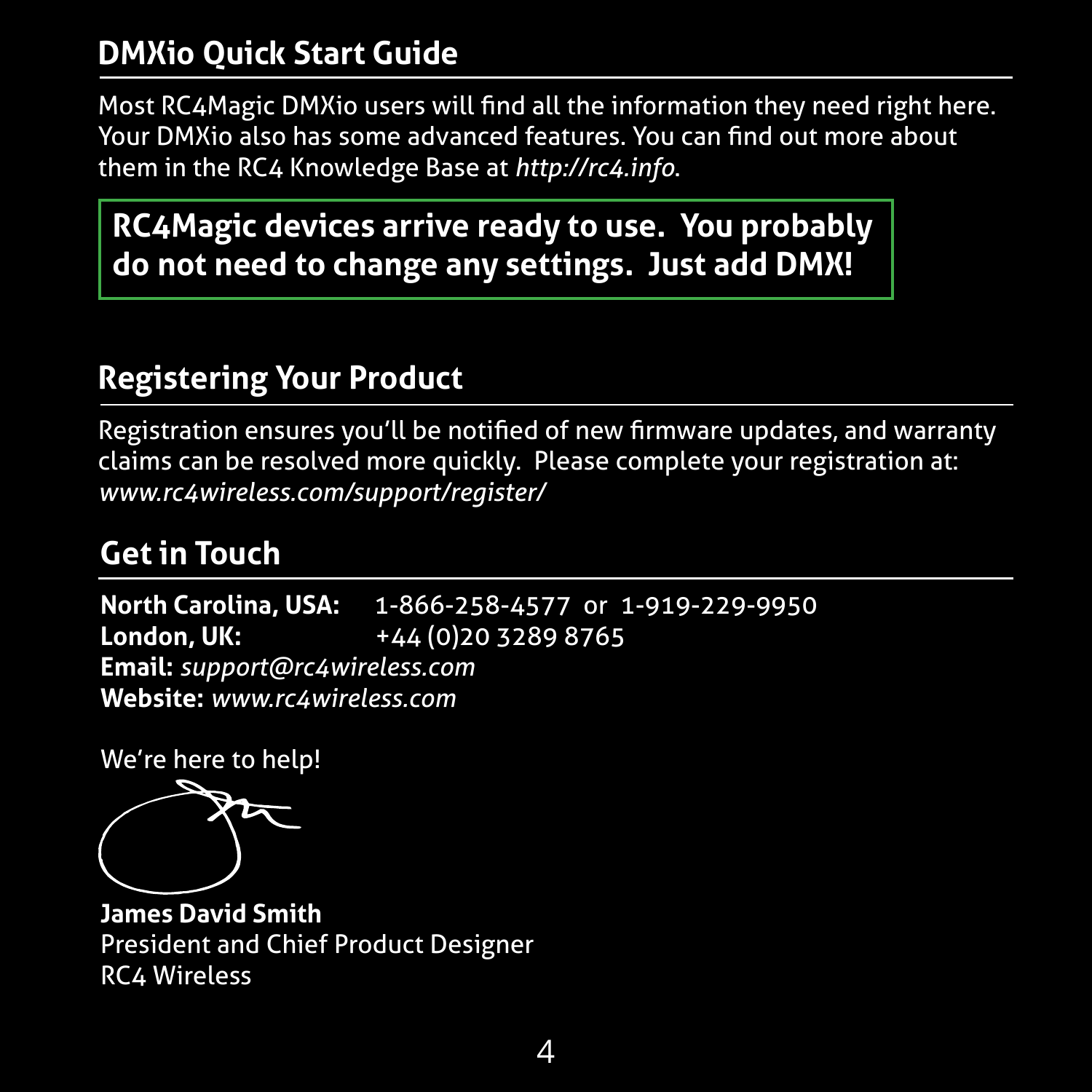## DMXio Quick Start Guide

Most RC4Magic DMXio users will find all the information they need right here. Your DMXio also has some advanced features. You can find out more about them in the RC4 Knowledge Base at *http://rc4.info.*

> **RC4Magic devices arrive ready to use. You probably do not need to change any settings. Just add DMX!**

## Registering Your Product

Registration ensures you'll be notified of new firmware updates, and warranty claims can be resolved more quickly. Please complete your registration at: *www.rc4wireless.com/support/register/*

## Get in Touch

**North Carolina, USA:** 1-866-258-4577 or 1-919-229-9950
**London, UK:** +44 (0)20 3289 8765
**Email:** *support@rc4wireless.com*
**Website:** *www.rc4wireless.com*

We're here to help!

**James David Smith**
President and Chief Product Designer
RC4 Wireless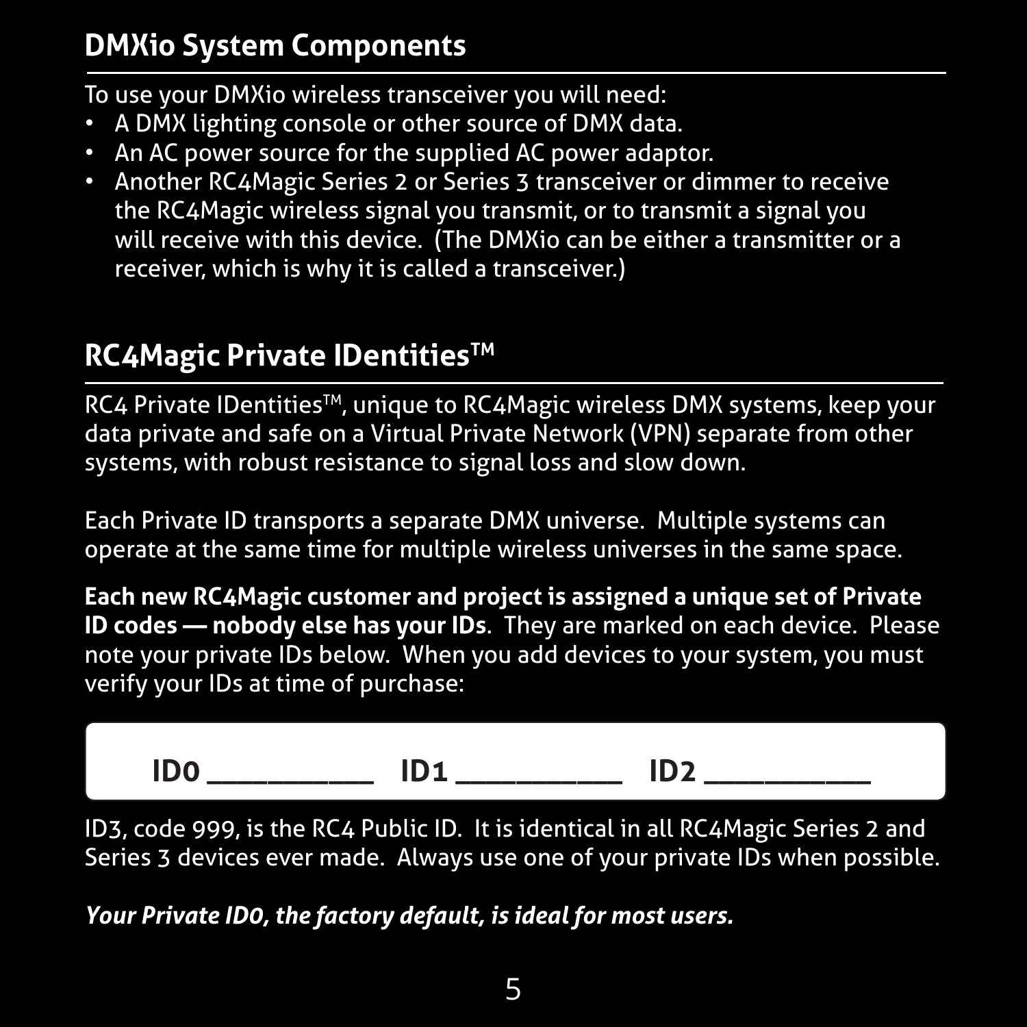## DMXio System Components

To use your DMXio wireless transceiver you will need:

- A DMX lighting console or other source of DMX data.
- An AC power source for the supplied AC power adaptor.
- Another RC4Magic Series 2 or Series 3 transceiver or dimmer to receive the RC4Magic wireless signal you transmit, or to transmit a signal you will receive with this device. (The DMXio can be either a transmitter or a receiver, which is why it is called a transceiver.)

## RC4Magic Private IDentities™

RC4 Private IDentities™, unique to RC4Magic wireless DMX systems, keep your data private and safe on a Virtual Private Network (VPN) separate from other systems, with robust resistance to signal loss and slow down.

Each Private ID transports a separate DMX universe. Multiple systems can operate at the same time for multiple wireless universes in the same space.

**Each new RC4Magic customer and project is assigned a unique set of Private ID codes — nobody else has your IDs**. They are marked on each device. Please note your private IDs below. When you add devices to your system, you must verify your IDs at time of purchase:

**ID0 __________ ID1 __________ ID2 __________**

ID3, code 999, is the RC4 Public ID. It is identical in all RC4Magic Series 2 and Series 3 devices ever made. Always use one of your private IDs when possible.

***Your Private ID0, the factory default, is ideal for most users.***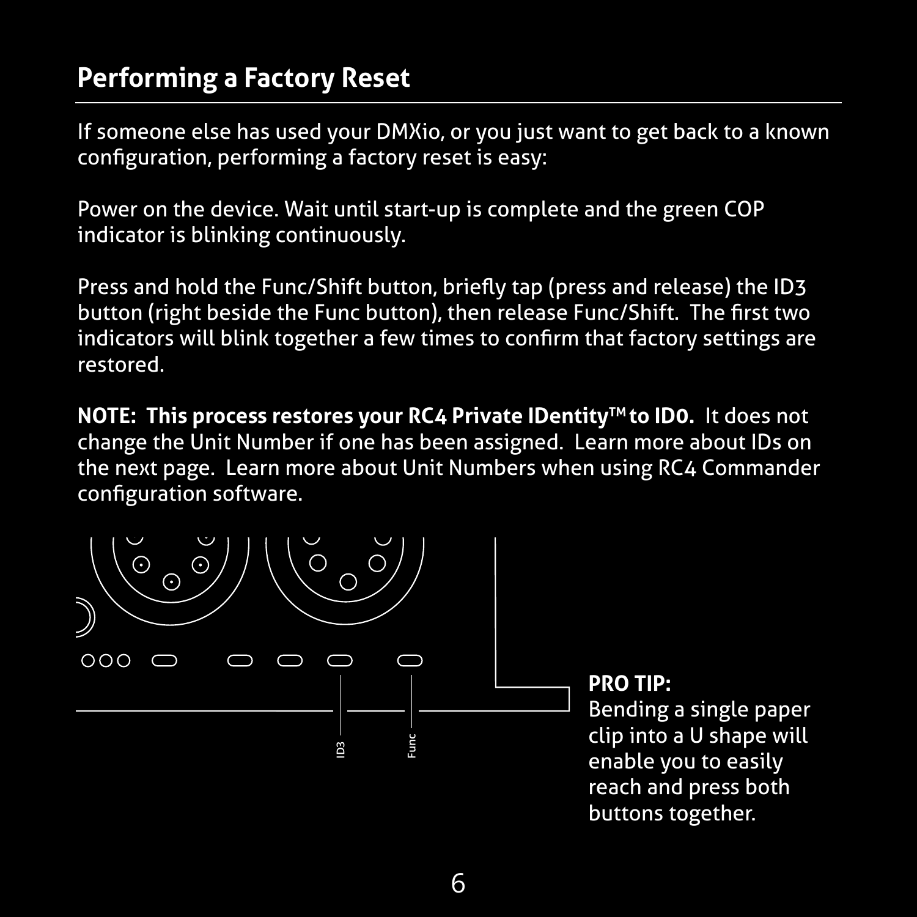## Performing a Factory Reset

If someone else has used your DMXio, or you just want to get back to a known configuration, performing a factory reset is easy:

Power on the device. Wait until start-up is complete and the green COP indicator is blinking continuously.

Press and hold the Func/Shift button, briefly tap (press and release) the ID3 button (right beside the Func button), then release Func/Shift. The first two indicators will blink together a few times to confirm that factory settings are restored.

**NOTE: This process restores your RC4 Private IDentity™ to ID0.** It does not change the Unit Number if one has been assigned. Learn more about IDs on the next page. Learn more about Unit Numbers when using RC4 Commander configuration software.

ID3

Func

**PRO TIP:**
Bending a single paper clip into a U shape will enable you to easily reach and press both buttons together.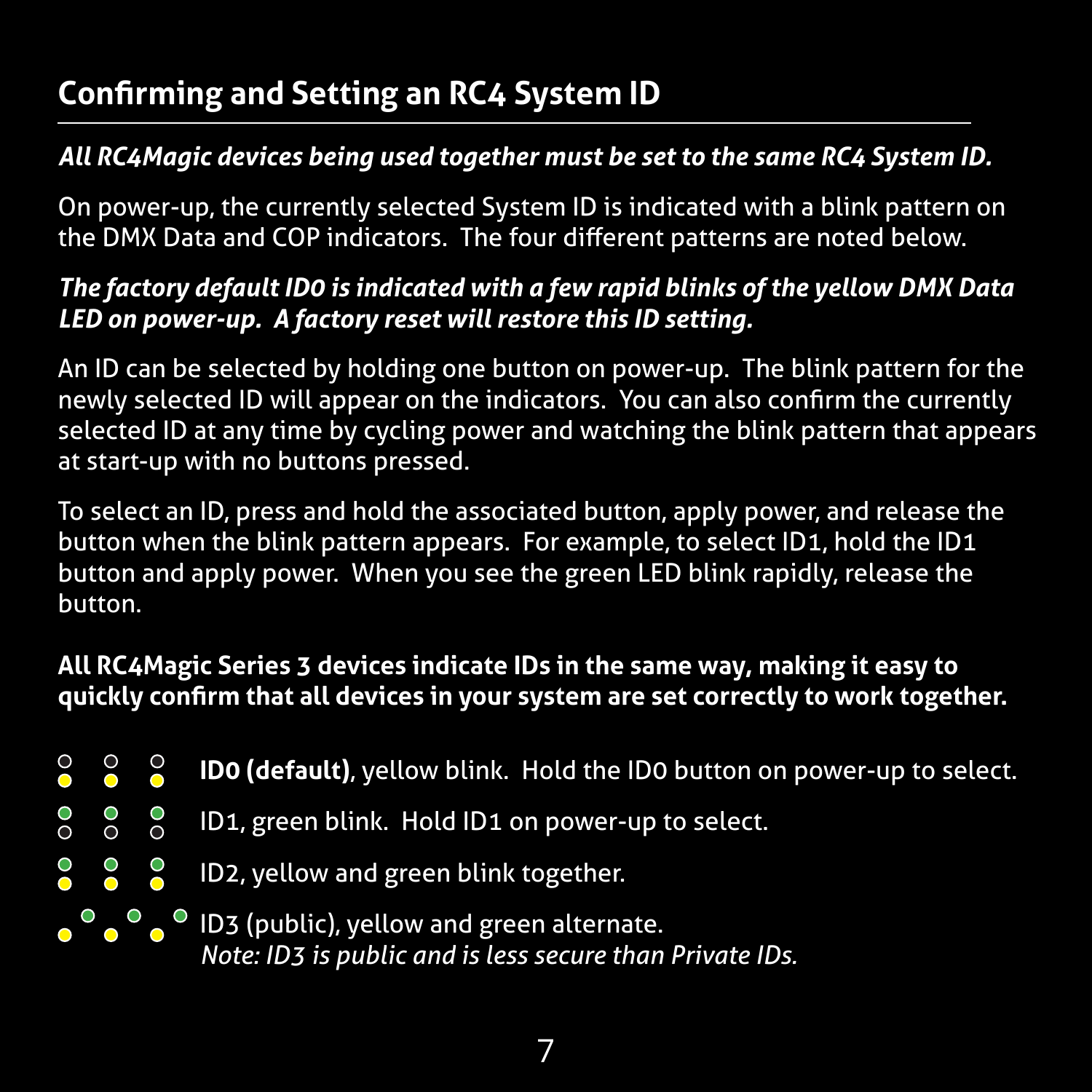## Confirming and Setting an RC4 System ID

***All RC4Magic devices being used together must be set to the same RC4 System ID.***

On power-up, the currently selected System ID is indicated with a blink pattern on the DMX Data and COP indicators. The four different patterns are noted below.

***The factory default ID0 is indicated with a few rapid blinks of the yellow DMX Data LED on power-up. A factory reset will restore this ID setting.***

An ID can be selected by holding one button on power-up. The blink pattern for the newly selected ID will appear on the indicators. You can also confirm the currently selected ID at any time by cycling power and watching the blink pattern that appears at start-up with no buttons pressed.

To select an ID, press and hold the associated button, apply power, and release the button when the blink pattern appears. For example, to select ID1, hold the ID1 button and apply power. When you see the green LED blink rapidly, release the button.

**All RC4Magic Series 3 devices indicate IDs in the same way, making it easy to quickly confirm that all devices in your system are set correctly to work together.**

- **ID0 (default)**, yellow blink. Hold the ID0 button on power-up to select.
- ID1, green blink. Hold ID1 on power-up to select.
- ID2, yellow and green blink together.
- ID3 (public), yellow and green alternate.
  *Note: ID3 is public and is less secure than Private IDs.*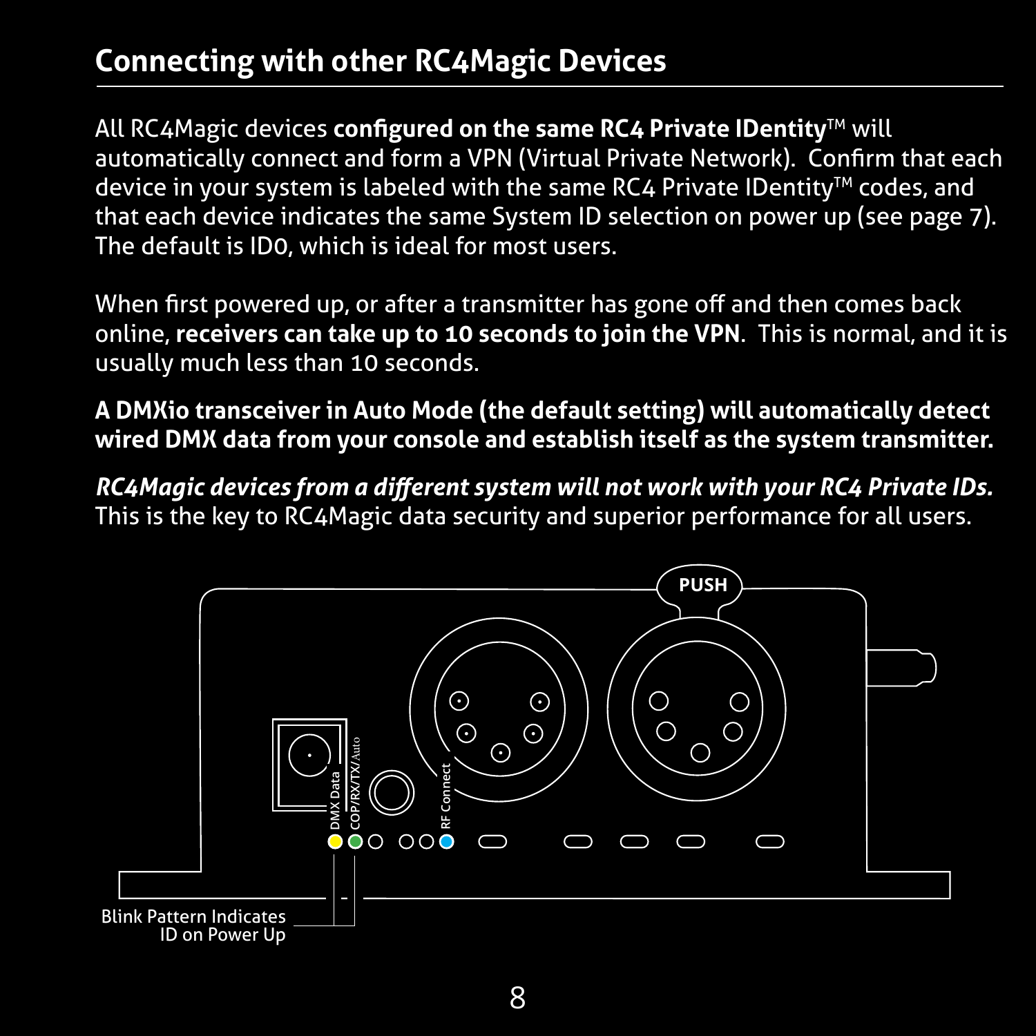## Connecting with other RC4Magic Devices

All RC4Magic devices **configured on the same RC4 Private IDentity**™ will automatically connect and form a VPN (Virtual Private Network). Confirm that each device in your system is labeled with the same RC4 Private IDentity™ codes, and that each device indicates the same System ID selection on power up (see page 7). The default is ID0, which is ideal for most users.

When first powered up, or after a transmitter has gone off and then comes back online, **receivers can take up to 10 seconds to join the VPN**. This is normal, and it is usually much less than 10 seconds.

**A DMXio transceiver in Auto Mode (the default setting) will automatically detect wired DMX data from your console and establish itself as the system transmitter.**

***RC4Magic devices from a different system will not work with your RC4 Private IDs.*** This is the key to RC4Magic data security and superior performance for all users.

PUSH

DMX Data

COP/RX/TX/Auto

RF Connect

Blink Pattern Indicates ID on Power Up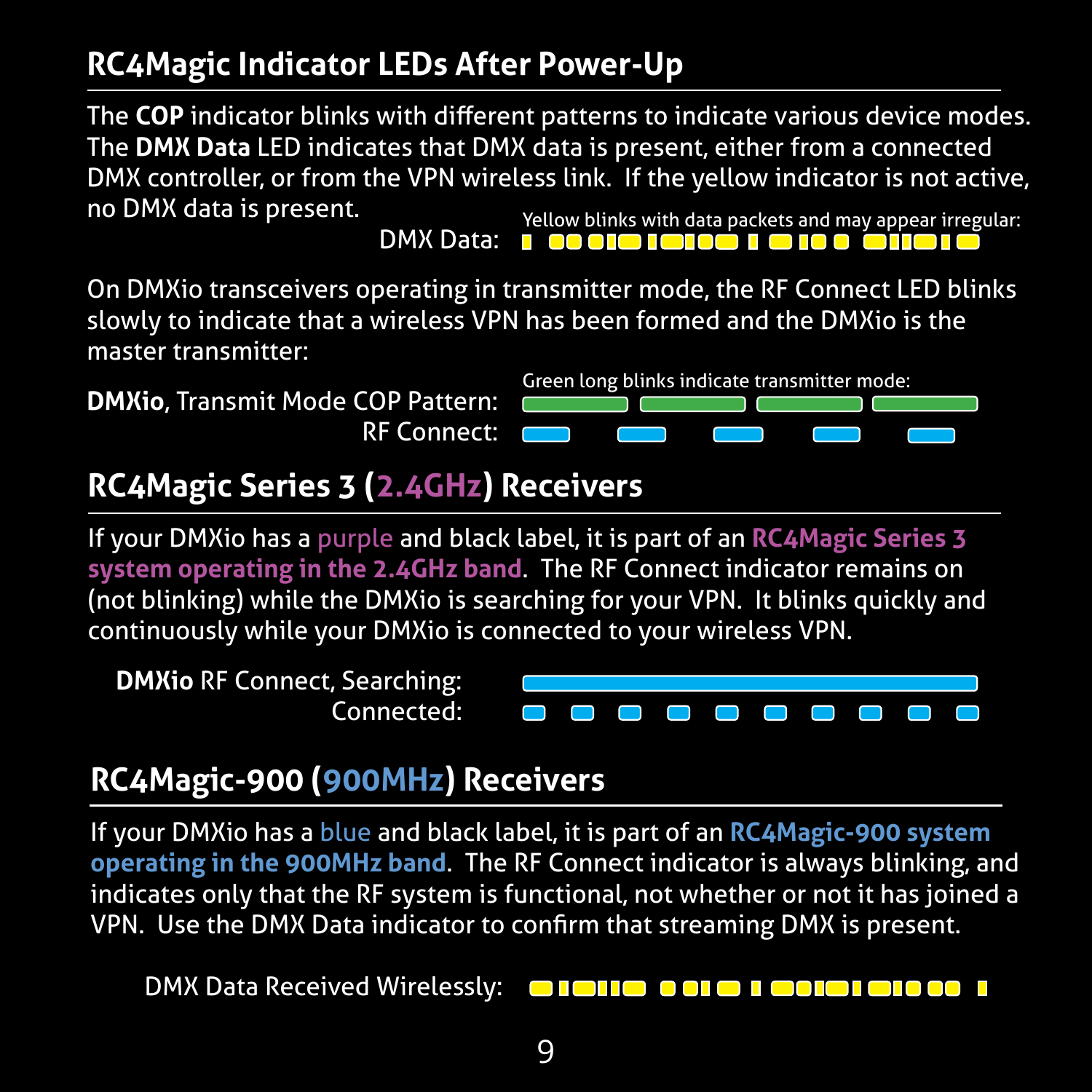## RC4Magic Indicator LEDs After Power-Up

The **COP** indicator blinks with different patterns to indicate various device modes. The **DMX Data** LED indicates that DMX data is present, either from a connected DMX controller, or from the VPN wireless link. If the yellow indicator is not active, no DMX data is present.

Yellow blinks with data packets and may appear irregular:

DMX Data:

On DMXio transceivers operating in transmitter mode, the RF Connect LED blinks slowly to indicate that a wireless VPN has been formed and the DMXio is the master transmitter:

Green long blinks indicate transmitter mode:

**DMXio**, Transmit Mode COP Pattern:

RF Connect:

## RC4Magic Series 3 (2.4GHz) Receivers

If your DMXio has a purple and black label, it is part of an **RC4Magic Series 3 system operating in the 2.4GHz band**. The RF Connect indicator remains on (not blinking) while the DMXio is searching for your VPN. It blinks quickly and continuously while your DMXio is connected to your wireless VPN.

**DMXio** RF Connect, Searching:

Connected:

## RC4Magic-900 (900MHz) Receivers

If your DMXio has a blue and black label, it is part of an **RC4Magic-900 system operating in the 900MHz band**. The RF Connect indicator is always blinking, and indicates only that the RF system is functional, not whether or not it has joined a VPN. Use the DMX Data indicator to confirm that streaming DMX is present.

DMX Data Received Wirelessly: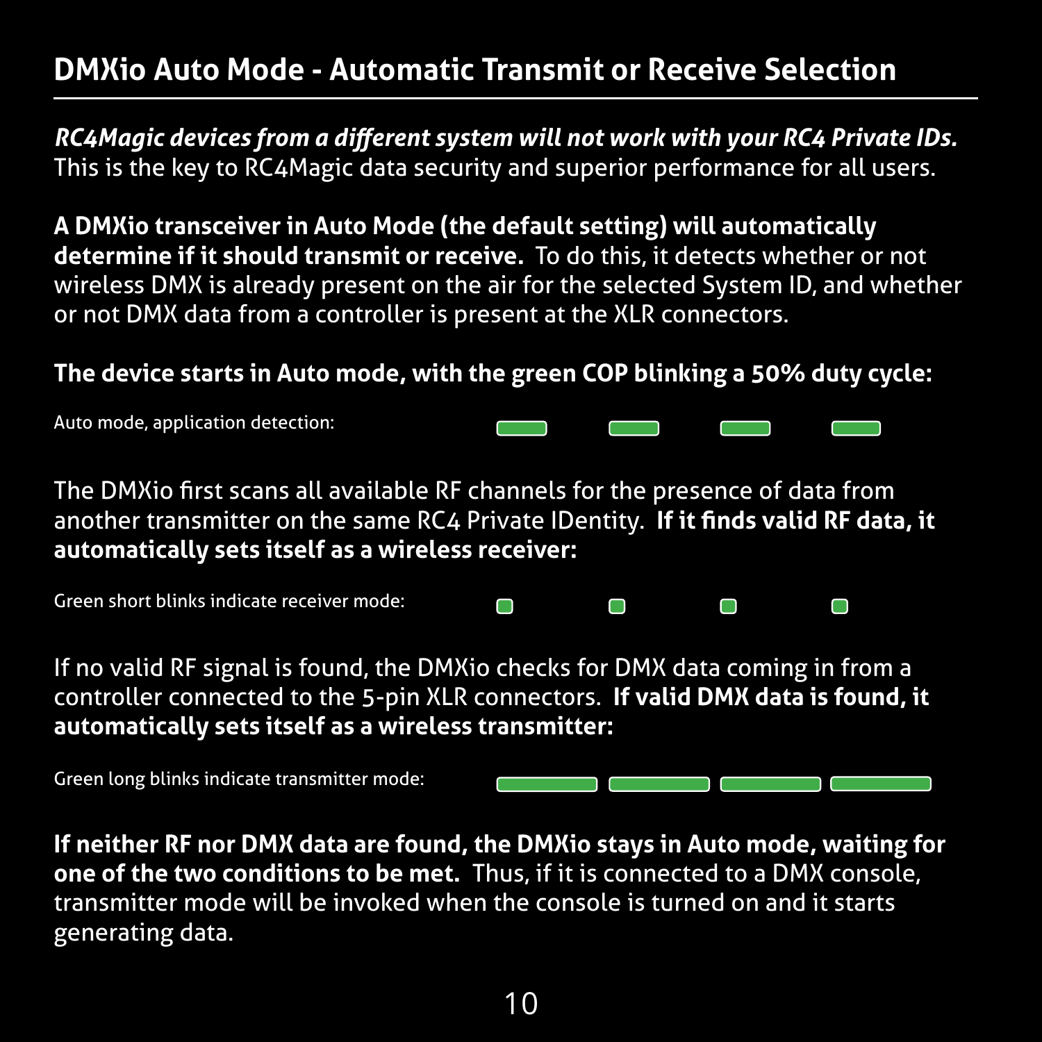## DMXio Auto Mode - Automatic Transmit or Receive Selection

***RC4Magic devices from a different system will not work with your RC4 Private IDs.*** This is the key to RC4Magic data security and superior performance for all users.

**A DMXio transceiver in Auto Mode (the default setting) will automatically determine if it should transmit or receive.** To do this, it detects whether or not wireless DMX is already present on the air for the selected System ID, and whether or not DMX data from a controller is present at the XLR connectors.

**The device starts in Auto mode, with the green COP blinking a 50% duty cycle:**

Auto mode, application detection:

The DMXio first scans all available RF channels for the presence of data from another transmitter on the same RC4 Private IDentity. **If it finds valid RF data, it automatically sets itself as a wireless receiver:**

Green short blinks indicate receiver mode:

If no valid RF signal is found, the DMXio checks for DMX data coming in from a controller connected to the 5-pin XLR connectors. **If valid DMX data is found, it automatically sets itself as a wireless transmitter:**

Green long blinks indicate transmitter mode:

**If neither RF nor DMX data are found, the DMXio stays in Auto mode, waiting for one of the two conditions to be met.** Thus, if it is connected to a DMX console, transmitter mode will be invoked when the console is turned on and it starts generating data.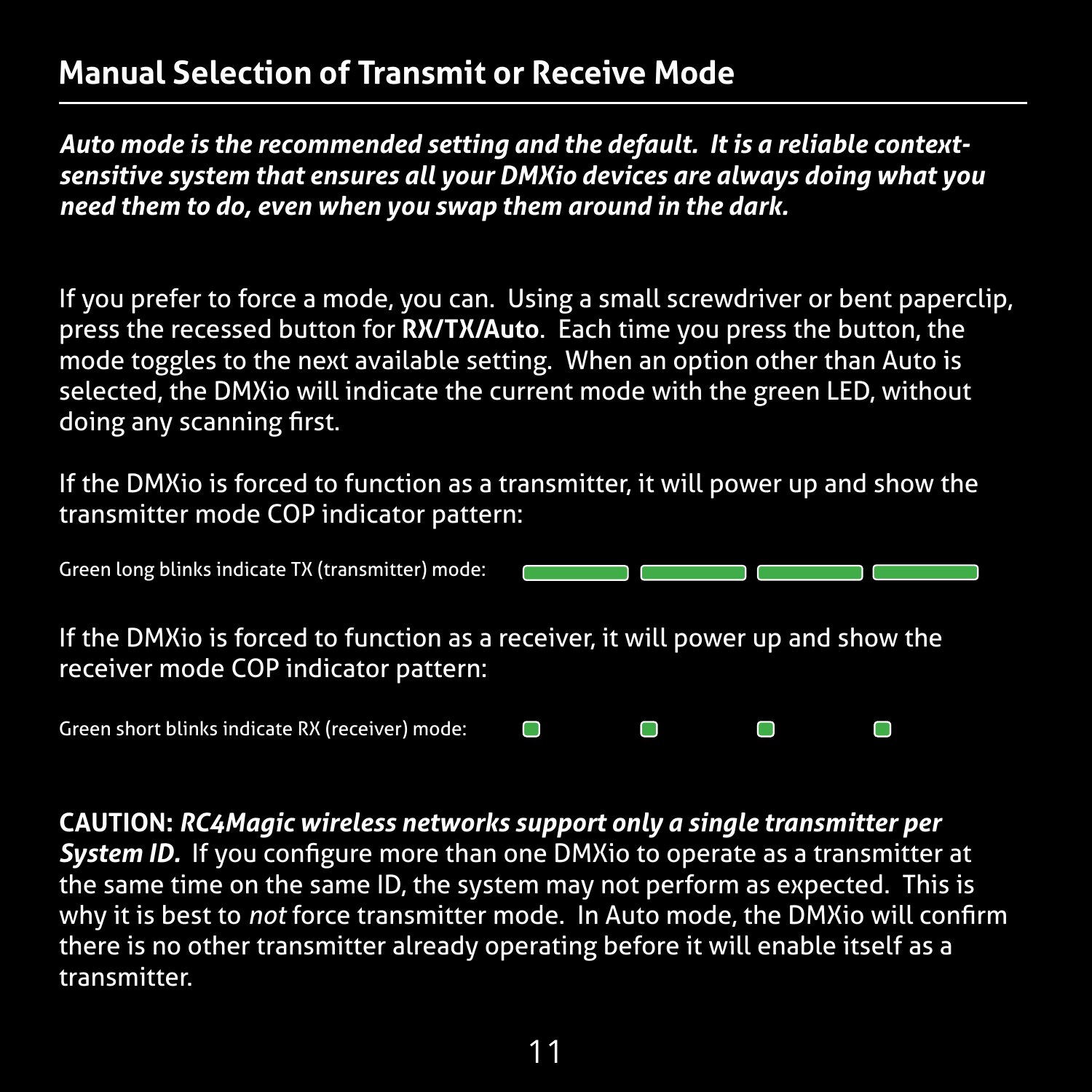## Manual Selection of Transmit or Receive Mode

***Auto mode is the recommended setting and the default. It is a reliable context-sensitive system that ensures all your DMXio devices are always doing what you need them to do, even when you swap them around in the dark.***

If you prefer to force a mode, you can. Using a small screwdriver or bent paperclip, press the recessed button for **RX/TX/Auto**. Each time you press the button, the mode toggles to the next available setting. When an option other than Auto is selected, the DMXio will indicate the current mode with the green LED, without doing any scanning first.

If the DMXio is forced to function as a transmitter, it will power up and show the transmitter mode COP indicator pattern:

Green long blinks indicate TX (transmitter) mode:

If the DMXio is forced to function as a receiver, it will power up and show the receiver mode COP indicator pattern:

Green short blinks indicate RX (receiver) mode:

**CAUTION:** ***RC4Magic wireless networks support only a single transmitter per System ID.*** If you configure more than one DMXio to operate as a transmitter at the same time on the same ID, the system may not perform as expected. This is why it is best to *not* force transmitter mode. In Auto mode, the DMXio will confirm there is no other transmitter already operating before it will enable itself as a transmitter.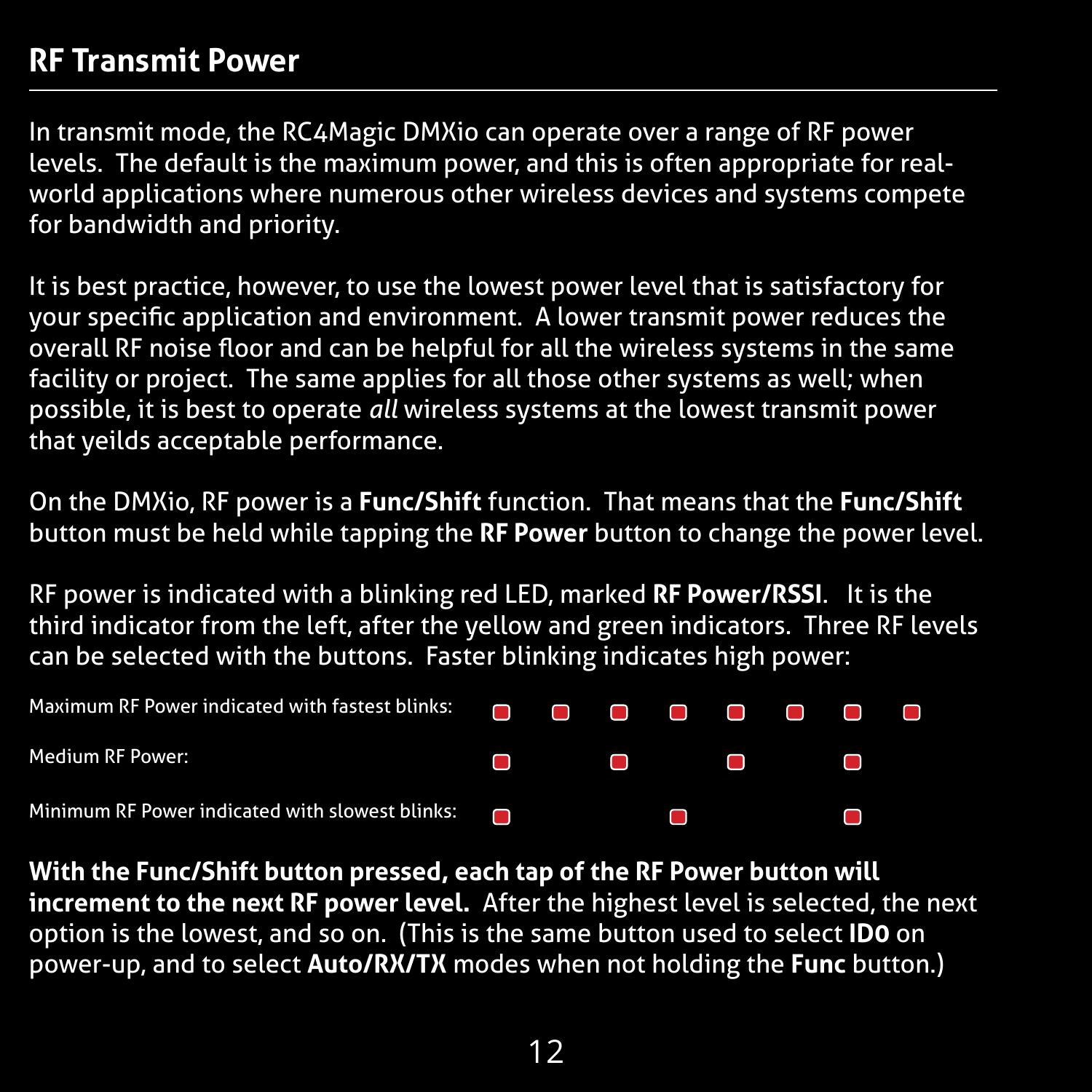## RF Transmit Power

In transmit mode, the RC4Magic DMXio can operate over a range of RF power levels. The default is the maximum power, and this is often appropriate for real-world applications where numerous other wireless devices and systems compete for bandwidth and priority.

It is best practice, however, to use the lowest power level that is satisfactory for your specific application and environment. A lower transmit power reduces the overall RF noise floor and can be helpful for all the wireless systems in the same facility or project. The same applies for all those other systems as well; when possible, it is best to operate *all* wireless systems at the lowest transmit power that yeilds acceptable performance.

On the DMXio, RF power is a **Func/Shift** function. That means that the **Func/Shift** button must be held while tapping the **RF Power** button to change the power level.

RF power is indicated with a blinking red LED, marked **RF Power/RSSI**. It is the third indicator from the left, after the yellow and green indicators. Three RF levels can be selected with the buttons. Faster blinking indicates high power:

Maximum RF Power indicated with fastest blinks:

Medium RF Power:

Minimum RF Power indicated with slowest blinks:

**With the Func/Shift button pressed, each tap of the RF Power button will increment to the next RF power level.** After the highest level is selected, the next option is the lowest, and so on. (This is the same button used to select **ID0** on power-up, and to select **Auto/RX/TX** modes when not holding the **Func** button.)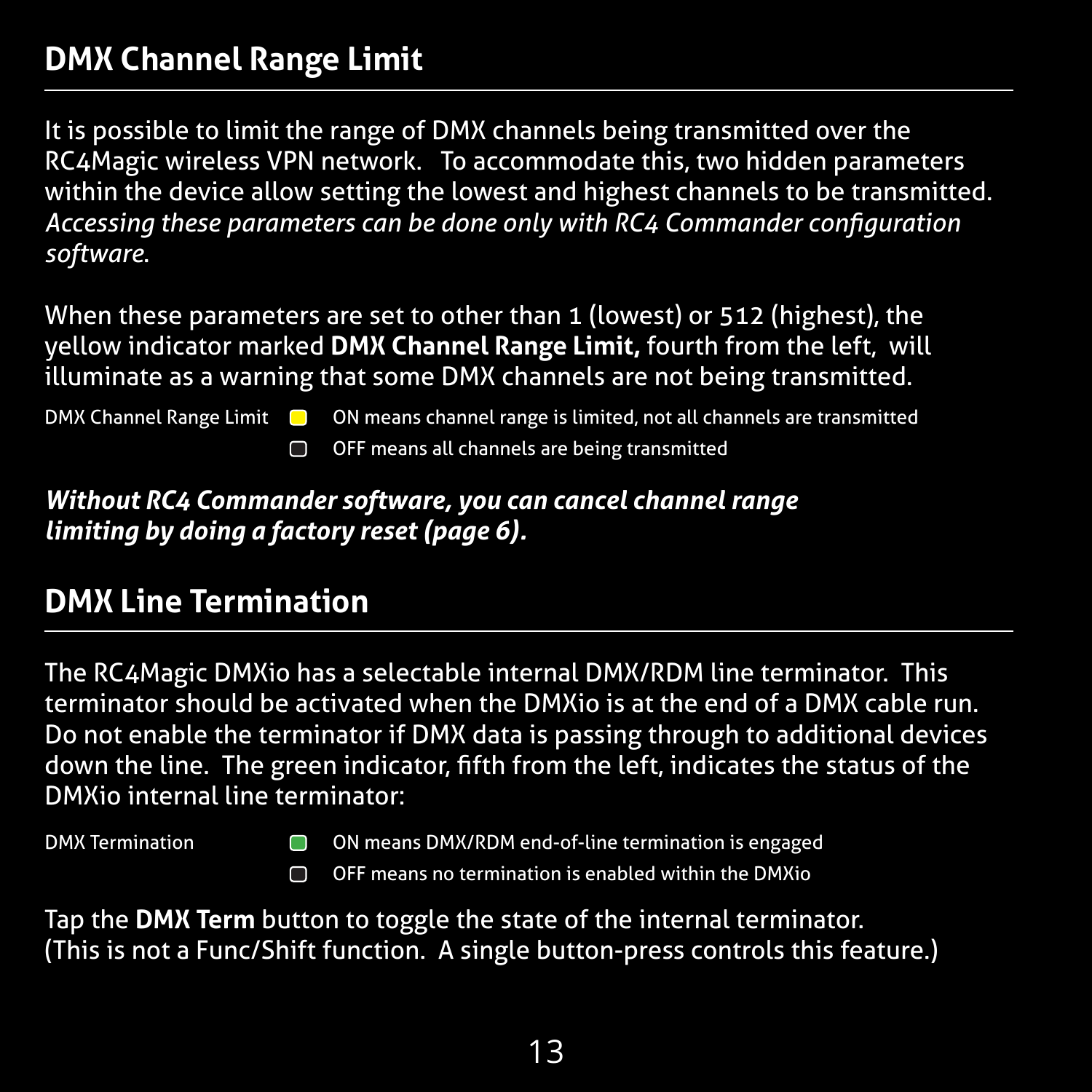## DMX Channel Range Limit

It is possible to limit the range of DMX channels being transmitted over the RC4Magic wireless VPN network. To accommodate this, two hidden parameters within the device allow setting the lowest and highest channels to be transmitted. *Accessing these parameters can be done only with RC4 Commander configuration software.*

When these parameters are set to other than 1 (lowest) or 512 (highest), the yellow indicator marked **DMX Channel Range Limit,** fourth from the left, will illuminate as a warning that some DMX channels are not being transmitted.

| | | |
|---|---|---|
| DMX Channel Range Limit | ■ (yellow) | ON means channel range is limited, not all channels are transmitted |
| | □ | OFF means all channels are being transmitted |

***Without RC4 Commander software, you can cancel channel range limiting by doing a factory reset (page 6).***

## DMX Line Termination

The RC4Magic DMXio has a selectable internal DMX/RDM line terminator. This terminator should be activated when the DMXio is at the end of a DMX cable run. Do not enable the terminator if DMX data is passing through to additional devices down the line. The green indicator, fifth from the left, indicates the status of the DMXio internal line terminator:

| | | |
|---|---|---|
| DMX Termination | ■ (green) | ON means DMX/RDM end-of-line termination is engaged |
| | □ | OFF means no termination is enabled within the DMXio |

Tap the **DMX Term** button to toggle the state of the internal terminator. (This is not a Func/Shift function. A single button-press controls this feature.)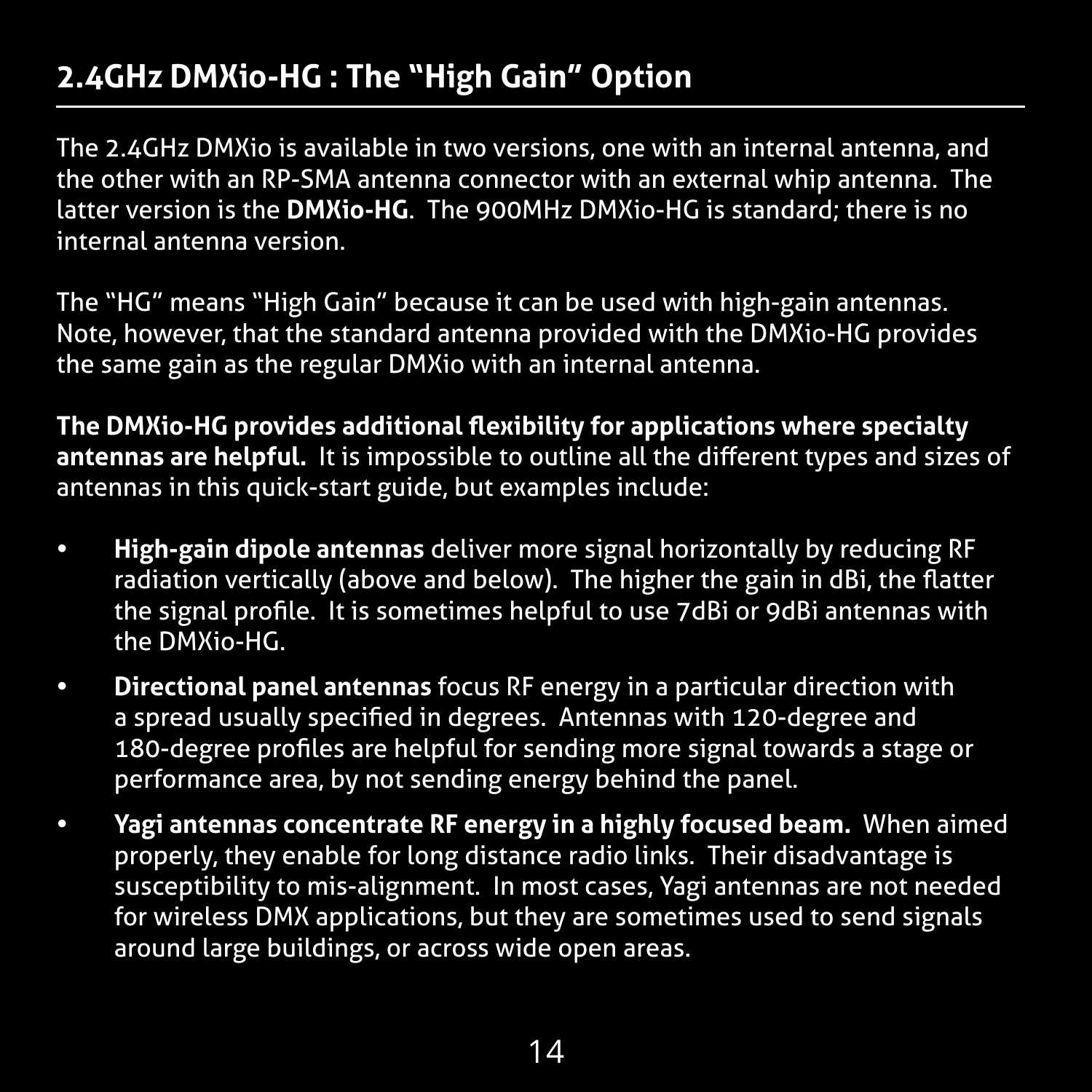## 2.4GHz DMXio-HG : The "High Gain" Option

The 2.4GHz DMXio is available in two versions, one with an internal antenna, and the other with an RP-SMA antenna connector with an external whip antenna. The latter version is the **DMXio-HG**. The 900MHz DMXio-HG is standard; there is no internal antenna version.

The "HG" means "High Gain" because it can be used with high-gain antennas. Note, however, that the standard antenna provided with the DMXio-HG provides the same gain as the regular DMXio with an internal antenna.

**The DMXio-HG provides additional flexibility for applications where specialty antennas are helpful.** It is impossible to outline all the different types and sizes of antennas in this quick-start guide, but examples include:

- **High-gain dipole antennas** deliver more signal horizontally by reducing RF radiation vertically (above and below). The higher the gain in dBi, the flatter the signal profile. It is sometimes helpful to use 7dBi or 9dBi antennas with the DMXio-HG.
- **Directional panel antennas** focus RF energy in a particular direction with a spread usually specified in degrees. Antennas with 120-degree and 180-degree profiles are helpful for sending more signal towards a stage or performance area, by not sending energy behind the panel.
- **Yagi antennas concentrate RF energy in a highly focused beam.** When aimed properly, they enable for long distance radio links. Their disadvantage is susceptibility to mis-alignment. In most cases, Yagi antennas are not needed for wireless DMX applications, but they are sometimes used to send signals around large buildings, or across wide open areas.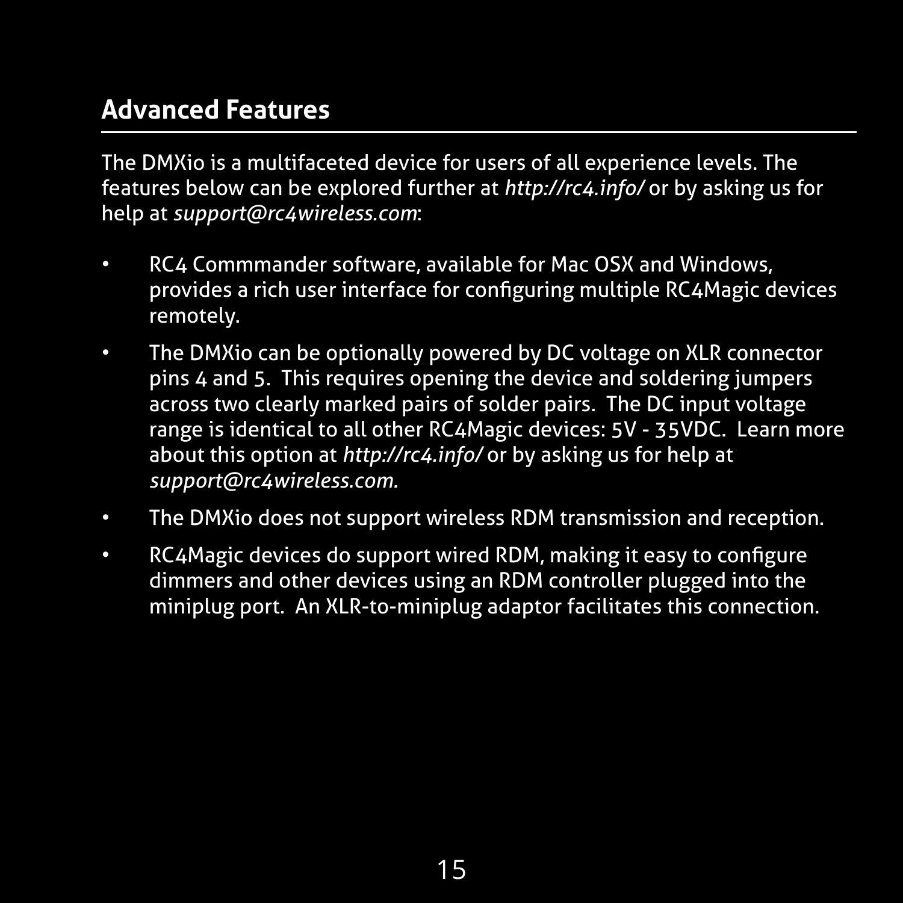## Advanced Features

The DMXio is a multifaceted device for users of all experience levels. The features below can be explored further at *http://rc4.info/* or by asking us for help at *support@rc4wireless.com*:

- RC4 Commmander software, available for Mac OSX and Windows, provides a rich user interface for configuring multiple RC4Magic devices remotely.
- The DMXio can be optionally powered by DC voltage on XLR connector pins 4 and 5. This requires opening the device and soldering jumpers across two clearly marked pairs of solder pairs. The DC input voltage range is identical to all other RC4Magic devices: 5V - 35VDC. Learn more about this option at *http://rc4.info/* or by asking us for help at *support@rc4wireless.com.*
- The DMXio does not support wireless RDM transmission and reception.
- RC4Magic devices do support wired RDM, making it easy to configure dimmers and other devices using an RDM controller plugged into the miniplug port. An XLR-to-miniplug adaptor facilitates this connection.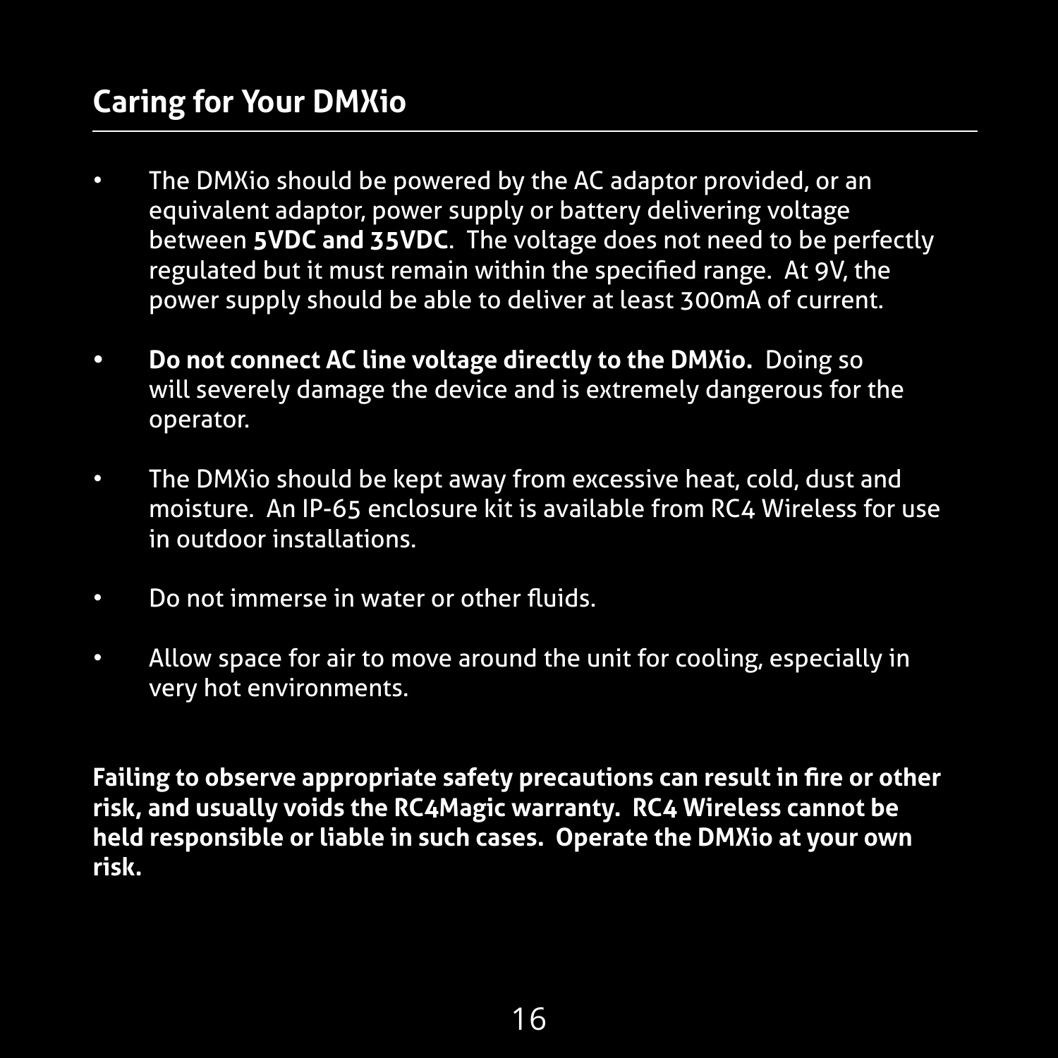## Caring for Your DMXio

- The DMXio should be powered by the AC adaptor provided, or an equivalent adaptor, power supply or battery delivering voltage between **5VDC and 35VDC**. The voltage does not need to be perfectly regulated but it must remain within the specified range. At 9V, the power supply should be able to deliver at least 300mA of current.
- **Do not connect AC line voltage directly to the DMXio.** Doing so will severely damage the device and is extremely dangerous for the operator.
- The DMXio should be kept away from excessive heat, cold, dust and moisture. An IP-65 enclosure kit is available from RC4 Wireless for use in outdoor installations.
- Do not immerse in water or other fluids.
- Allow space for air to move around the unit for cooling, especially in very hot environments.

**Failing to observe appropriate safety precautions can result in fire or other risk, and usually voids the RC4Magic warranty. RC4 Wireless cannot be held responsible or liable in such cases. Operate the DMXio at your own risk.**